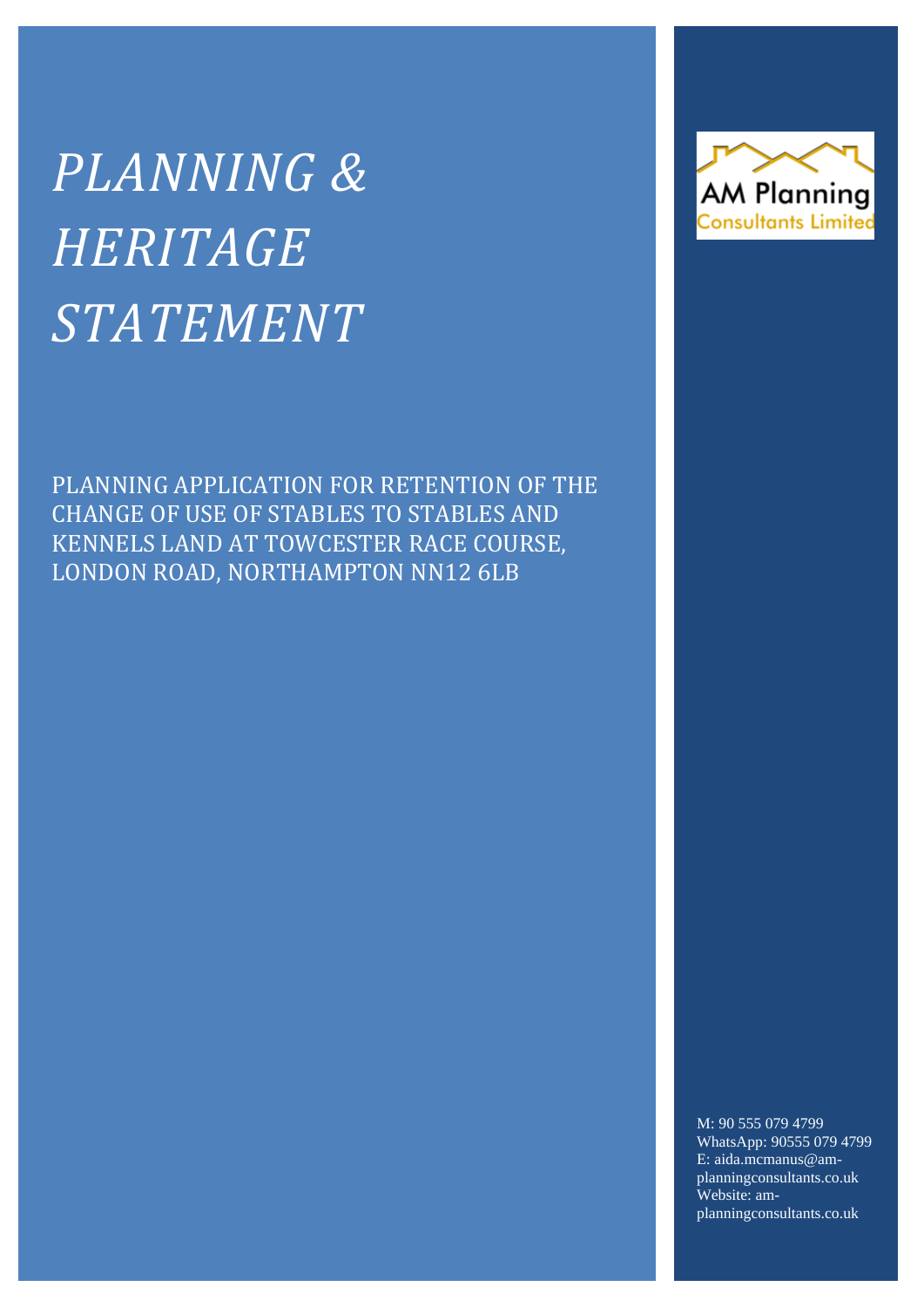# *PLANNING & HERITAGE STATEMENT*

AM Planning
Consultants Limited

PLANNING APPLICATION FOR RETENTION OF THE CHANGE OF USE OF STABLES TO STABLES AND KENNELS LAND AT TOWCESTER RACE COURSE, LONDON ROAD, NORTHAMPTON NN12 6LB

M: 90 555 079 4799
WhatsApp: 90555 079 4799
E: aida.mcmanus@am-planningconsultants.co.uk
Website: am-planningconsultants.co.uk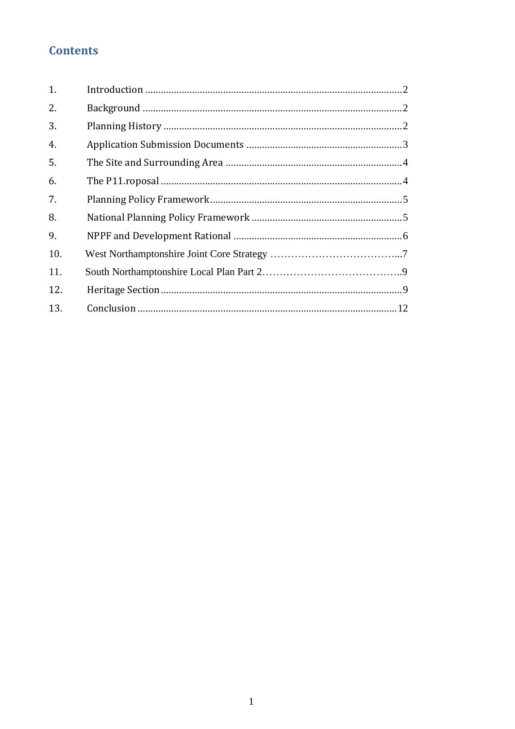## Contents

| | | |
|---|---|---|
| 1. | Introduction | 2 |
| 2. | Background | 2 |
| 3. | Planning History | 2 |
| 4. | Application Submission Documents | 3 |
| 5. | The Site and Surrounding Area | 4 |
| 6. | The P11.roposal | 4 |
| 7. | Planning Policy Framework | 5 |
| 8. | National Planning Policy Framework | 5 |
| 9. | NPPF and Development Rational | 6 |
| 10. | West Northamptonshire Joint Core Strategy | 7 |
| 11. | South Northamptonshire Local Plan Part 2 | 9 |
| 12. | Heritage Section | 9 |
| 13. | Conclusion | 12 |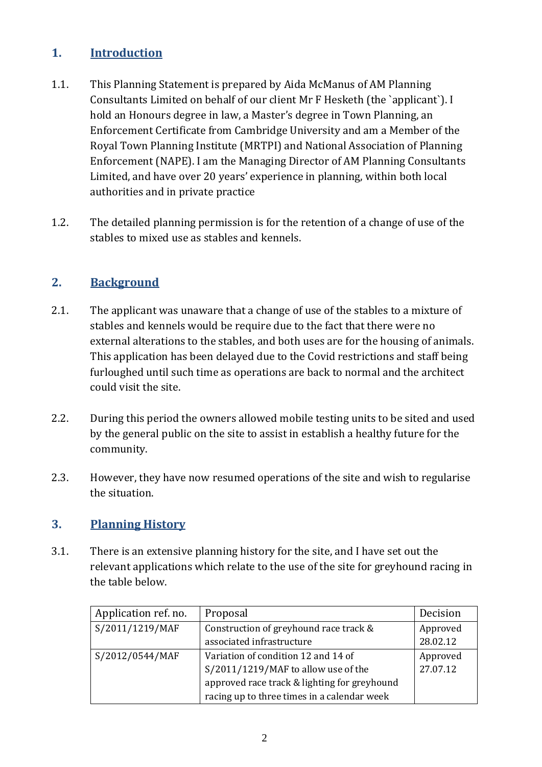## 1. Introduction

1.1. This Planning Statement is prepared by Aida McManus of AM Planning Consultants Limited on behalf of our client Mr F Hesketh (the `applicant`). I hold an Honours degree in law, a Master's degree in Town Planning, an Enforcement Certificate from Cambridge University and am a Member of the Royal Town Planning Institute (MRTPI) and National Association of Planning Enforcement (NAPE). I am the Managing Director of AM Planning Consultants Limited, and have over 20 years' experience in planning, within both local authorities and in private practice

1.2. The detailed planning permission is for the retention of a change of use of the stables to mixed use as stables and kennels.

## 2. Background

2.1. The applicant was unaware that a change of use of the stables to a mixture of stables and kennels would be require due to the fact that there were no external alterations to the stables, and both uses are for the housing of animals. This application has been delayed due to the Covid restrictions and staff being furloughed until such time as operations are back to normal and the architect could visit the site.

2.2. During this period the owners allowed mobile testing units to be sited and used by the general public on the site to assist in establish a healthy future for the community.

2.3. However, they have now resumed operations of the site and wish to regularise the situation.

## 3. Planning History

3.1. There is an extensive planning history for the site, and I have set out the relevant applications which relate to the use of the site for greyhound racing in the table below.

| Application ref. no. | Proposal | Decision |
|---|---|---|
| S/2011/1219/MAF | Construction of greyhound race track & associated infrastructure | Approved 28.02.12 |
| S/2012/0544/MAF | Variation of condition 12 and 14 of S/2011/1219/MAF to allow use of the approved race track & lighting for greyhound racing up to three times in a calendar week | Approved 27.07.12 |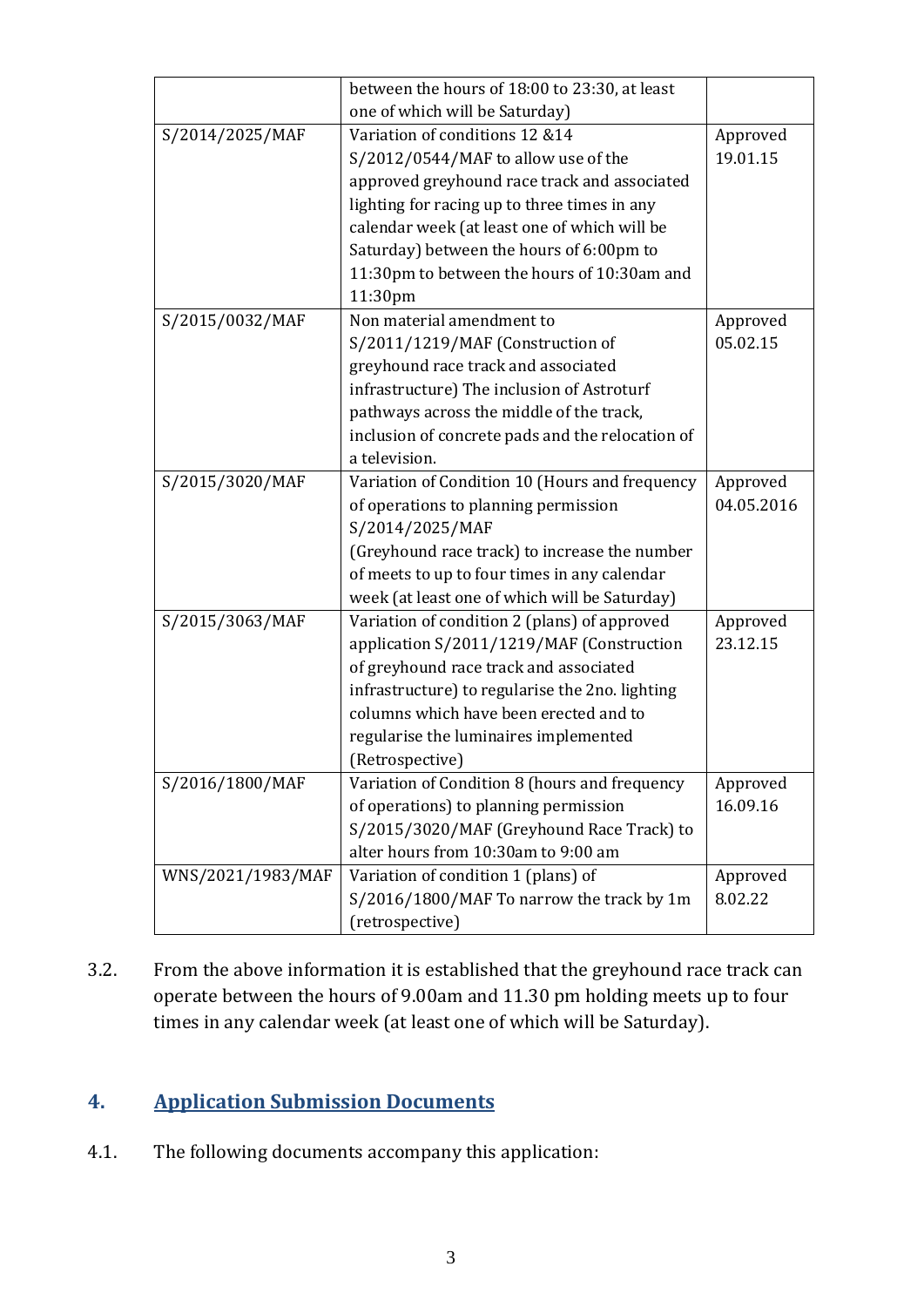| | | |
|---|---|---|
| | between the hours of 18:00 to 23:30, at least one of which will be Saturday) | |
| S/2014/2025/MAF | Variation of conditions 12 &14 S/2012/0544/MAF to allow use of the approved greyhound race track and associated lighting for racing up to three times in any calendar week (at least one of which will be Saturday) between the hours of 6:00pm to 11:30pm to between the hours of 10:30am and 11:30pm | Approved 19.01.15 |
| S/2015/0032/MAF | Non material amendment to S/2011/1219/MAF (Construction of greyhound race track and associated infrastructure) The inclusion of Astroturf pathways across the middle of the track, inclusion of concrete pads and the relocation of a television. | Approved 05.02.15 |
| S/2015/3020/MAF | Variation of Condition 10 (Hours and frequency of operations to planning permission S/2014/2025/MAF (Greyhound race track) to increase the number of meets to up to four times in any calendar week (at least one of which will be Saturday) | Approved 04.05.2016 |
| S/2015/3063/MAF | Variation of condition 2 (plans) of approved application S/2011/1219/MAF (Construction of greyhound race track and associated infrastructure) to regularise the 2no. lighting columns which have been erected and to regularise the luminaires implemented (Retrospective) | Approved 23.12.15 |
| S/2016/1800/MAF | Variation of Condition 8 (hours and frequency of operations) to planning permission S/2015/3020/MAF (Greyhound Race Track) to alter hours from 10:30am to 9:00 am | Approved 16.09.16 |
| WNS/2021/1983/MAF | Variation of condition 1 (plans) of S/2016/1800/MAF To narrow the track by 1m (retrospective) | Approved 8.02.22 |

3.2. From the above information it is established that the greyhound race track can operate between the hours of 9.00am and 11.30 pm holding meets up to four times in any calendar week (at least one of which will be Saturday).

## 4. Application Submission Documents

4.1. The following documents accompany this application: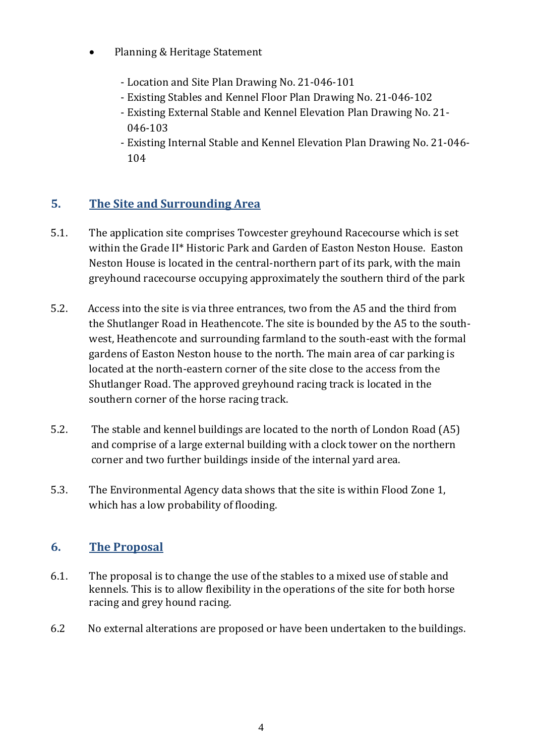- Planning & Heritage Statement

  - Location and Site Plan Drawing No. 21-046-101
  - Existing Stables and Kennel Floor Plan Drawing No. 21-046-102
  - Existing External Stable and Kennel Elevation Plan Drawing No. 21-046-103
  - Existing Internal Stable and Kennel Elevation Plan Drawing No. 21-046-104

## 5. The Site and Surrounding Area

5.1. The application site comprises Towcester greyhound Racecourse which is set within the Grade II* Historic Park and Garden of Easton Neston House. Easton Neston House is located in the central-northern part of its park, with the main greyhound racecourse occupying approximately the southern third of the park

5.2. Access into the site is via three entrances, two from the A5 and the third from the Shutlanger Road in Heathencote. The site is bounded by the A5 to the south-west, Heathencote and surrounding farmland to the south-east with the formal gardens of Easton Neston house to the north. The main area of car parking is located at the north-eastern corner of the site close to the access from the Shutlanger Road. The approved greyhound racing track is located in the southern corner of the horse racing track.

5.2. The stable and kennel buildings are located to the north of London Road (A5) and comprise of a large external building with a clock tower on the northern corner and two further buildings inside of the internal yard area.

5.3. The Environmental Agency data shows that the site is within Flood Zone 1, which has a low probability of flooding.

## 6. The Proposal

6.1. The proposal is to change the use of the stables to a mixed use of stable and kennels. This is to allow flexibility in the operations of the site for both horse racing and grey hound racing.

6.2 No external alterations are proposed or have been undertaken to the buildings.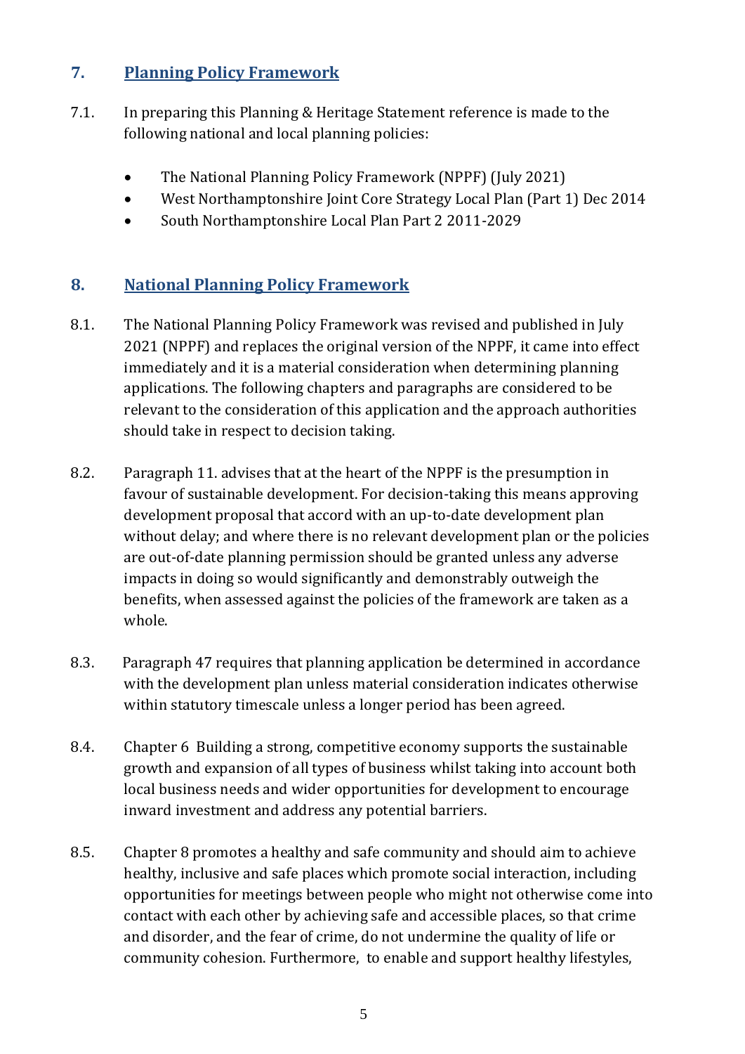## 7. Planning Policy Framework

7.1. In preparing this Planning & Heritage Statement reference is made to the following national and local planning policies:

- The National Planning Policy Framework (NPPF) (July 2021)
- West Northamptonshire Joint Core Strategy Local Plan (Part 1) Dec 2014
- South Northamptonshire Local Plan Part 2 2011-2029

## 8. National Planning Policy Framework

8.1. The National Planning Policy Framework was revised and published in July 2021 (NPPF) and replaces the original version of the NPPF, it came into effect immediately and it is a material consideration when determining planning applications. The following chapters and paragraphs are considered to be relevant to the consideration of this application and the approach authorities should take in respect to decision taking.

8.2. Paragraph 11. advises that at the heart of the NPPF is the presumption in favour of sustainable development. For decision-taking this means approving development proposal that accord with an up-to-date development plan without delay; and where there is no relevant development plan or the policies are out-of-date planning permission should be granted unless any adverse impacts in doing so would significantly and demonstrably outweigh the benefits, when assessed against the policies of the framework are taken as a whole.

8.3. Paragraph 47 requires that planning application be determined in accordance with the development plan unless material consideration indicates otherwise within statutory timescale unless a longer period has been agreed.

8.4. Chapter 6 Building a strong, competitive economy supports the sustainable growth and expansion of all types of business whilst taking into account both local business needs and wider opportunities for development to encourage inward investment and address any potential barriers.

8.5. Chapter 8 promotes a healthy and safe community and should aim to achieve healthy, inclusive and safe places which promote social interaction, including opportunities for meetings between people who might not otherwise come into contact with each other by achieving safe and accessible places, so that crime and disorder, and the fear of crime, do not undermine the quality of life or community cohesion. Furthermore, to enable and support healthy lifestyles,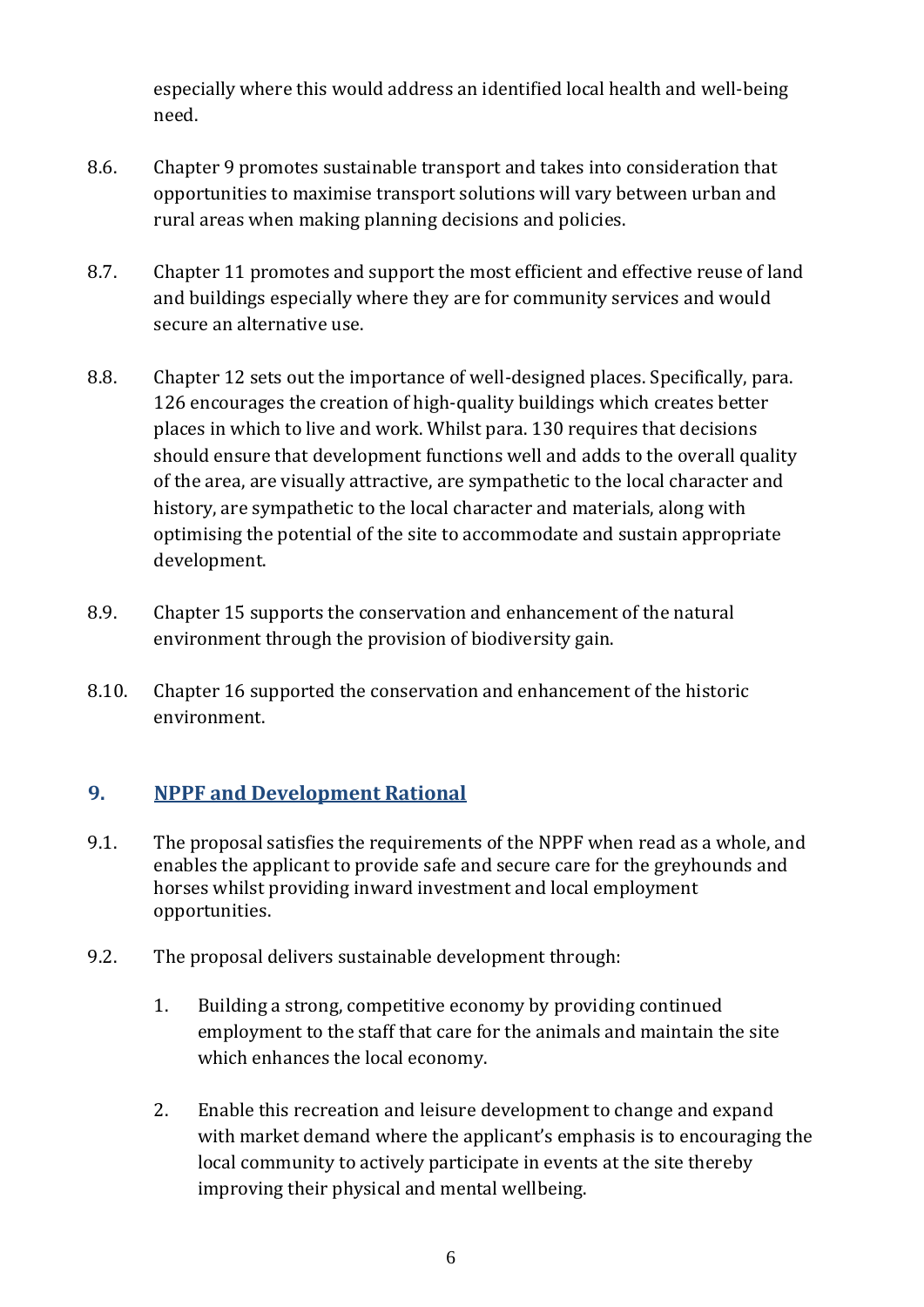especially where this would address an identified local health and well-being need.

8.6. Chapter 9 promotes sustainable transport and takes into consideration that opportunities to maximise transport solutions will vary between urban and rural areas when making planning decisions and policies.

8.7. Chapter 11 promotes and support the most efficient and effective reuse of land and buildings especially where they are for community services and would secure an alternative use.

8.8. Chapter 12 sets out the importance of well-designed places. Specifically, para. 126 encourages the creation of high-quality buildings which creates better places in which to live and work. Whilst para. 130 requires that decisions should ensure that development functions well and adds to the overall quality of the area, are visually attractive, are sympathetic to the local character and history, are sympathetic to the local character and materials, along with optimising the potential of the site to accommodate and sustain appropriate development.

8.9. Chapter 15 supports the conservation and enhancement of the natural environment through the provision of biodiversity gain.

8.10. Chapter 16 supported the conservation and enhancement of the historic environment.

## 9. NPPF and Development Rational

9.1. The proposal satisfies the requirements of the NPPF when read as a whole, and enables the applicant to provide safe and secure care for the greyhounds and horses whilst providing inward investment and local employment opportunities.

9.2. The proposal delivers sustainable development through:

1. Building a strong, competitive economy by providing continued employment to the staff that care for the animals and maintain the site which enhances the local economy.

2. Enable this recreation and leisure development to change and expand with market demand where the applicant's emphasis is to encouraging the local community to actively participate in events at the site thereby improving their physical and mental wellbeing.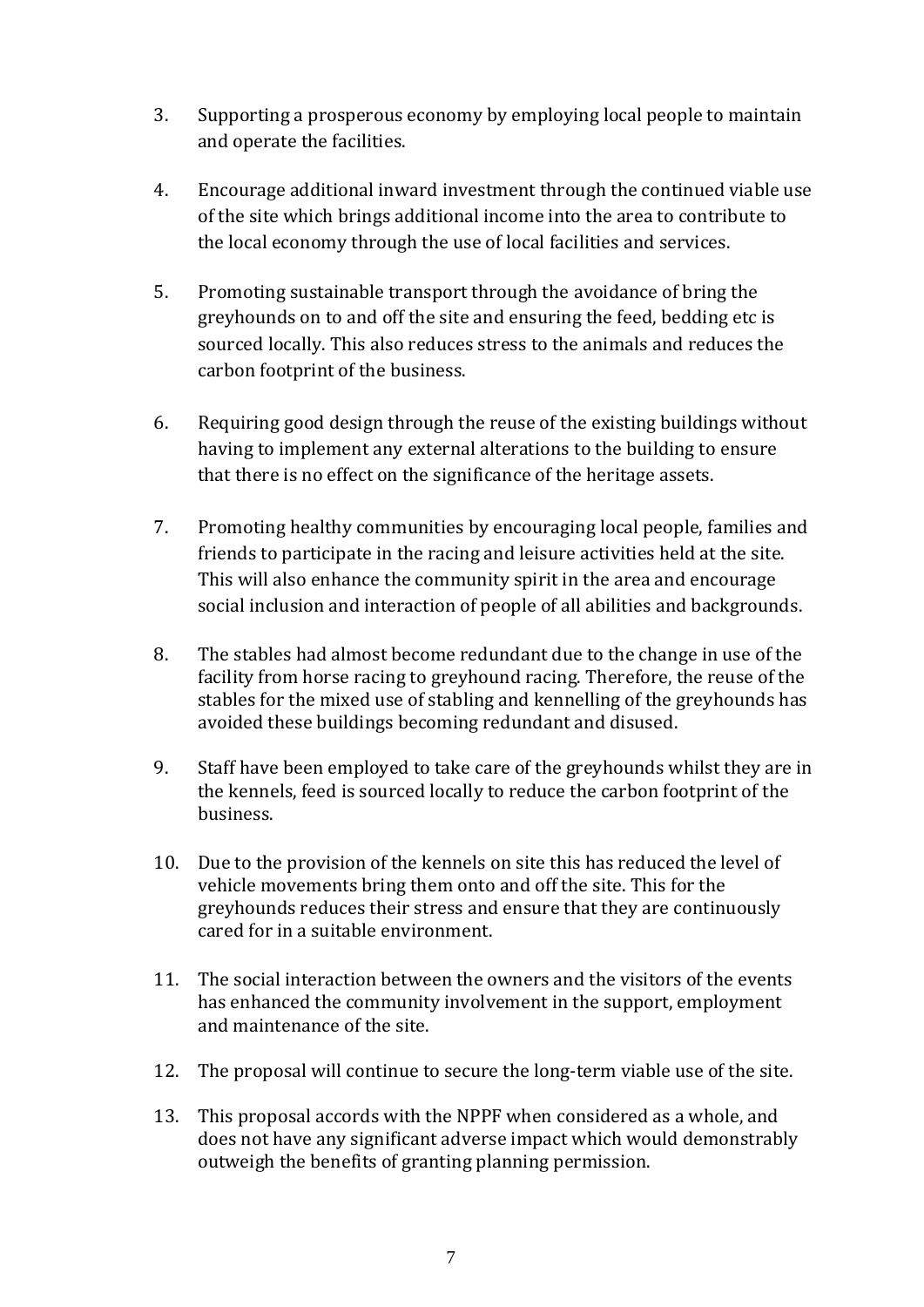3. Supporting a prosperous economy by employing local people to maintain and operate the facilities.

4. Encourage additional inward investment through the continued viable use of the site which brings additional income into the area to contribute to the local economy through the use of local facilities and services.

5. Promoting sustainable transport through the avoidance of bring the greyhounds on to and off the site and ensuring the feed, bedding etc is sourced locally. This also reduces stress to the animals and reduces the carbon footprint of the business.

6. Requiring good design through the reuse of the existing buildings without having to implement any external alterations to the building to ensure that there is no effect on the significance of the heritage assets.

7. Promoting healthy communities by encouraging local people, families and friends to participate in the racing and leisure activities held at the site. This will also enhance the community spirit in the area and encourage social inclusion and interaction of people of all abilities and backgrounds.

8. The stables had almost become redundant due to the change in use of the facility from horse racing to greyhound racing. Therefore, the reuse of the stables for the mixed use of stabling and kennelling of the greyhounds has avoided these buildings becoming redundant and disused.

9. Staff have been employed to take care of the greyhounds whilst they are in the kennels, feed is sourced locally to reduce the carbon footprint of the business.

10. Due to the provision of the kennels on site this has reduced the level of vehicle movements bring them onto and off the site. This for the greyhounds reduces their stress and ensure that they are continuously cared for in a suitable environment.

11. The social interaction between the owners and the visitors of the events has enhanced the community involvement in the support, employment and maintenance of the site.

12. The proposal will continue to secure the long-term viable use of the site.

13. This proposal accords with the NPPF when considered as a whole, and does not have any significant adverse impact which would demonstrably outweigh the benefits of granting planning permission.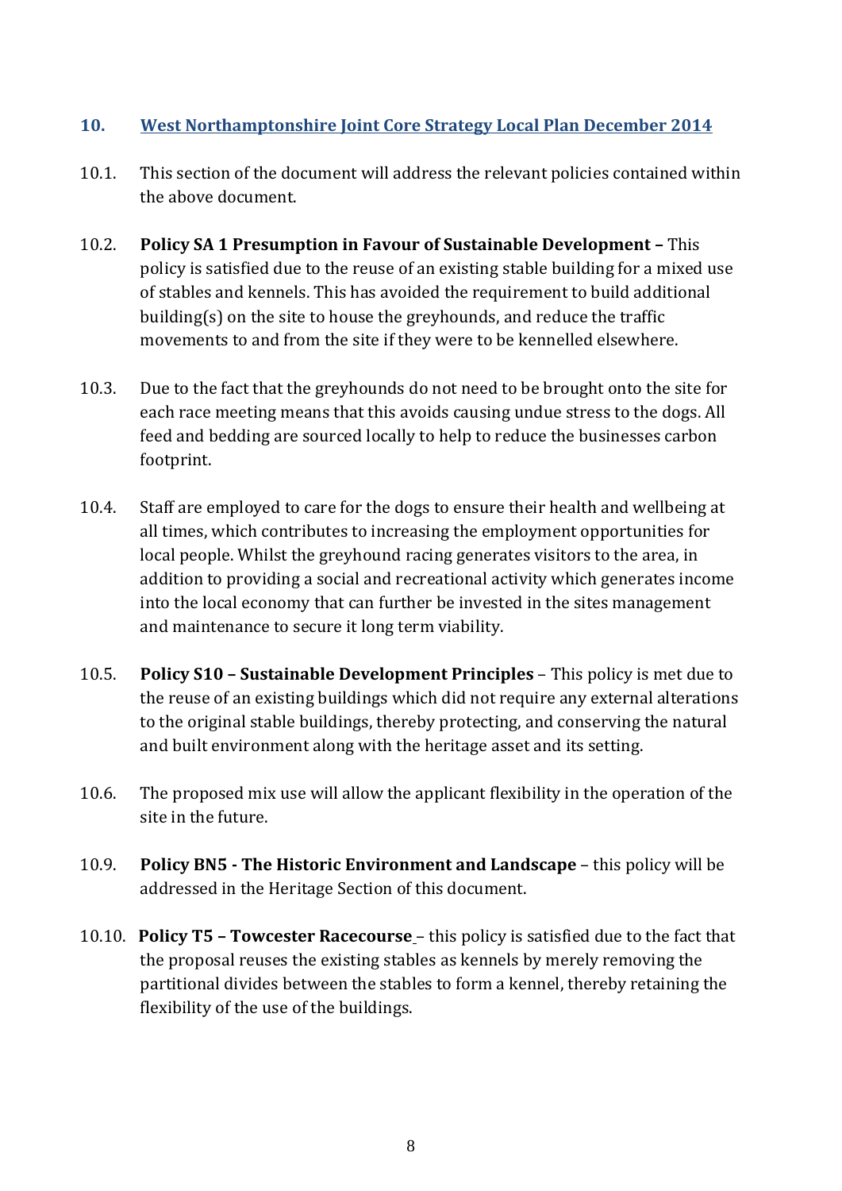## 10. West Northamptonshire Joint Core Strategy Local Plan December 2014

10.1. This section of the document will address the relevant policies contained within the above document.

10.2. **Policy SA 1 Presumption in Favour of Sustainable Development –** This policy is satisfied due to the reuse of an existing stable building for a mixed use of stables and kennels. This has avoided the requirement to build additional building(s) on the site to house the greyhounds, and reduce the traffic movements to and from the site if they were to be kennelled elsewhere.

10.3. Due to the fact that the greyhounds do not need to be brought onto the site for each race meeting means that this avoids causing undue stress to the dogs. All feed and bedding are sourced locally to help to reduce the businesses carbon footprint.

10.4. Staff are employed to care for the dogs to ensure their health and wellbeing at all times, which contributes to increasing the employment opportunities for local people. Whilst the greyhound racing generates visitors to the area, in addition to providing a social and recreational activity which generates income into the local economy that can further be invested in the sites management and maintenance to secure it long term viability.

10.5. **Policy S10 – Sustainable Development Principles** – This policy is met due to the reuse of an existing buildings which did not require any external alterations to the original stable buildings, thereby protecting, and conserving the natural and built environment along with the heritage asset and its setting.

10.6. The proposed mix use will allow the applicant flexibility in the operation of the site in the future.

10.9. **Policy BN5 - The Historic Environment and Landscape** – this policy will be addressed in the Heritage Section of this document.

10.10. **Policy T5 – Towcester Racecourse** – this policy is satisfied due to the fact that the proposal reuses the existing stables as kennels by merely removing the partitional divides between the stables to form a kennel, thereby retaining the flexibility of the use of the buildings.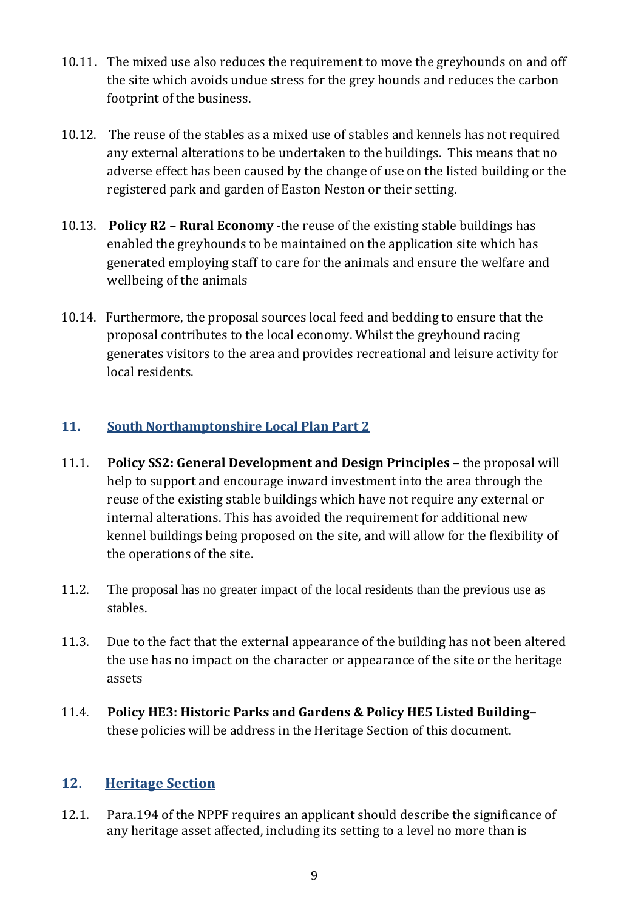10.11. The mixed use also reduces the requirement to move the greyhounds on and off the site which avoids undue stress for the grey hounds and reduces the carbon footprint of the business.

10.12. The reuse of the stables as a mixed use of stables and kennels has not required any external alterations to be undertaken to the buildings. This means that no adverse effect has been caused by the change of use on the listed building or the registered park and garden of Easton Neston or their setting.

10.13. **Policy R2 – Rural Economy** -the reuse of the existing stable buildings has enabled the greyhounds to be maintained on the application site which has generated employing staff to care for the animals and ensure the welfare and wellbeing of the animals

10.14. Furthermore, the proposal sources local feed and bedding to ensure that the proposal contributes to the local economy. Whilst the greyhound racing generates visitors to the area and provides recreational and leisure activity for local residents.

## 11. South Northamptonshire Local Plan Part 2

11.1. **Policy SS2: General Development and Design Principles –** the proposal will help to support and encourage inward investment into the area through the reuse of the existing stable buildings which have not require any external or internal alterations. This has avoided the requirement for additional new kennel buildings being proposed on the site, and will allow for the flexibility of the operations of the site.

11.2. The proposal has no greater impact of the local residents than the previous use as stables.

11.3. Due to the fact that the external appearance of the building has not been altered the use has no impact on the character or appearance of the site or the heritage assets

11.4. **Policy HE3: Historic Parks and Gardens & Policy HE5 Listed Building–** these policies will be address in the Heritage Section of this document.

## 12. Heritage Section

12.1. Para.194 of the NPPF requires an applicant should describe the significance of any heritage asset affected, including its setting to a level no more than is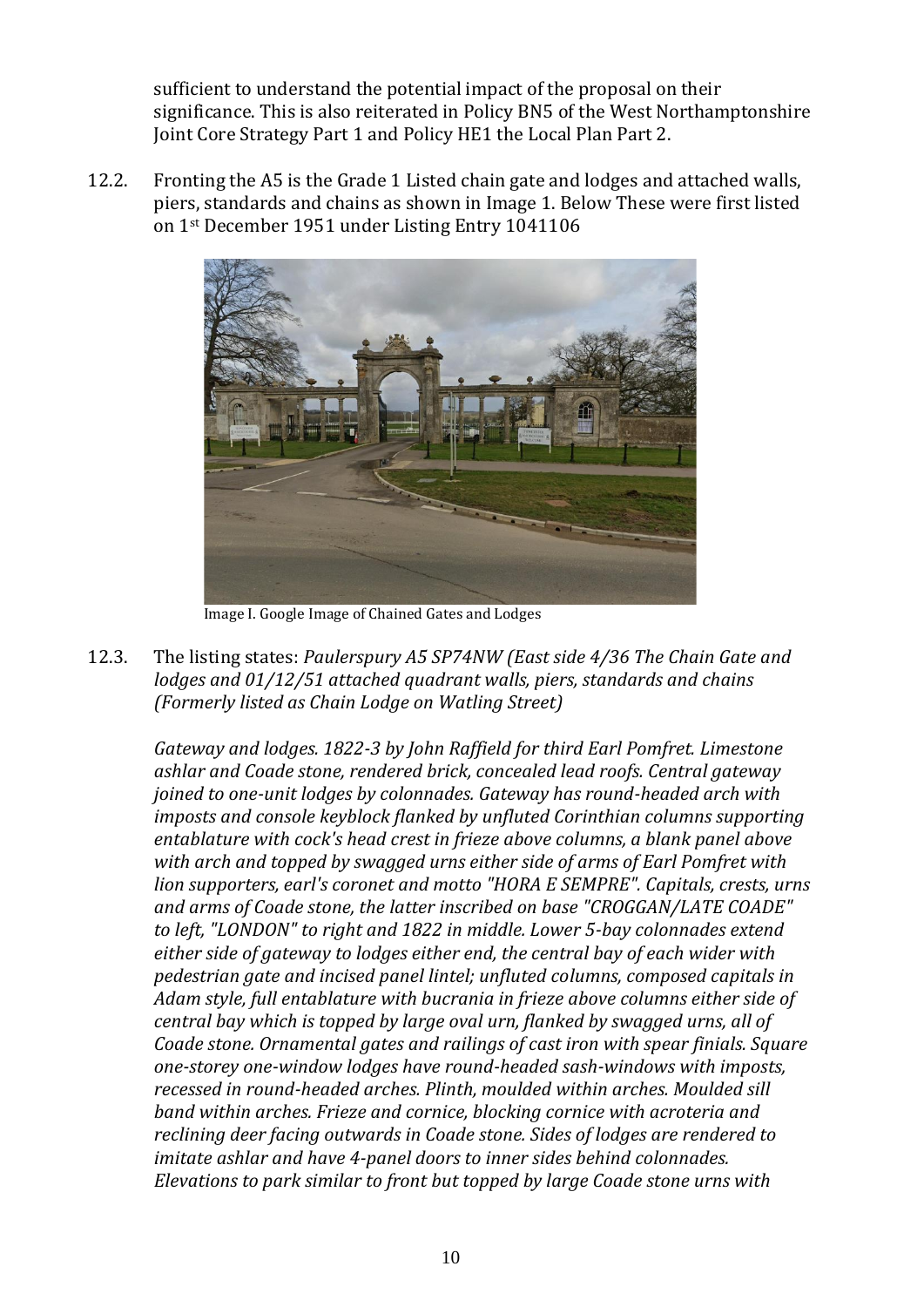sufficient to understand the potential impact of the proposal on their significance. This is also reiterated in Policy BN5 of the West Northamptonshire Joint Core Strategy Part 1 and Policy HE1 the Local Plan Part 2.

12.2. Fronting the A5 is the Grade 1 Listed chain gate and lodges and attached walls, piers, standards and chains as shown in Image 1. Below These were first listed on 1st December 1951 under Listing Entry 1041106

Image I. Google Image of Chained Gates and Lodges

12.3. The listing states: *Paulerspury A5 SP74NW (East side 4/36 The Chain Gate and lodges and 01/12/51 attached quadrant walls, piers, standards and chains (Formerly listed as Chain Lodge on Watling Street)*

*Gateway and lodges. 1822-3 by John Raffield for third Earl Pomfret. Limestone ashlar and Coade stone, rendered brick, concealed lead roofs. Central gateway joined to one-unit lodges by colonnades. Gateway has round-headed arch with imposts and console keyblock flanked by unfluted Corinthian columns supporting entablature with cock's head crest in frieze above columns, a blank panel above with arch and topped by swagged urns either side of arms of Earl Pomfret with lion supporters, earl's coronet and motto "HORA E SEMPRE". Capitals, crests, urns and arms of Coade stone, the latter inscribed on base "CROGGAN/LATE COADE" to left, "LONDON" to right and 1822 in middle. Lower 5-bay colonnades extend either side of gateway to lodges either end, the central bay of each wider with pedestrian gate and incised panel lintel; unfluted columns, composed capitals in Adam style, full entablature with bucrania in frieze above columns either side of central bay which is topped by large oval urn, flanked by swagged urns, all of Coade stone. Ornamental gates and railings of cast iron with spear finials. Square one-storey one-window lodges have round-headed sash-windows with imposts, recessed in round-headed arches. Plinth, moulded within arches. Moulded sill band within arches. Frieze and cornice, blocking cornice with acroteria and reclining deer facing outwards in Coade stone. Sides of lodges are rendered to imitate ashlar and have 4-panel doors to inner sides behind colonnades. Elevations to park similar to front but topped by large Coade stone urns with*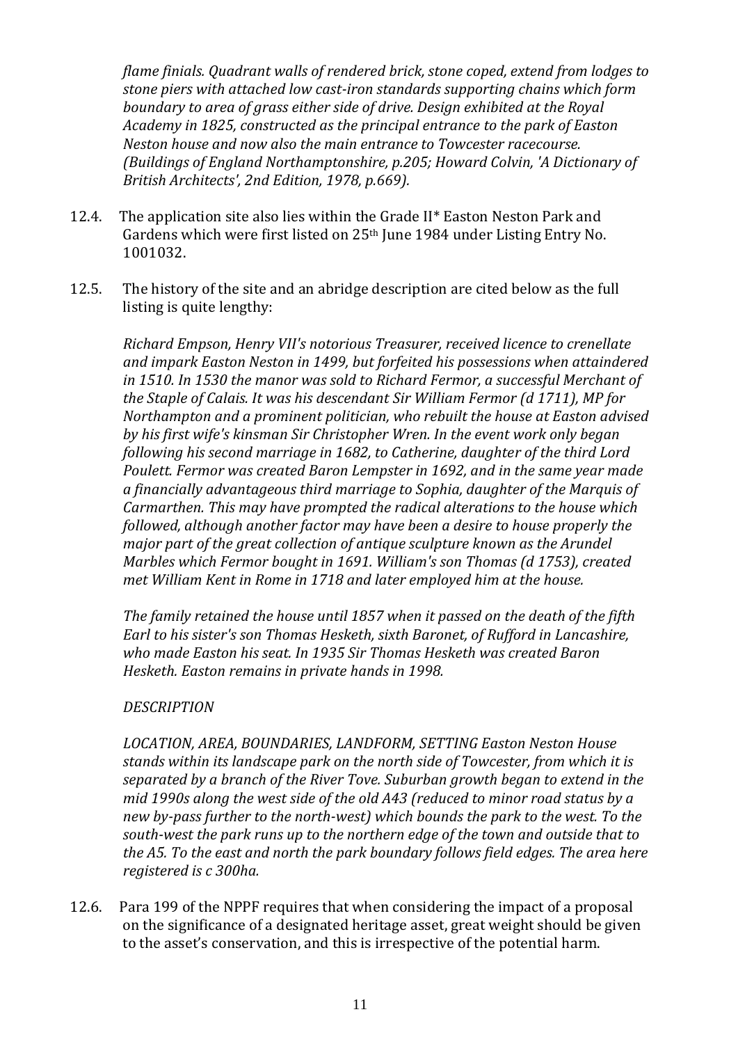*flame finials. Quadrant walls of rendered brick, stone coped, extend from lodges to stone piers with attached low cast-iron standards supporting chains which form boundary to area of grass either side of drive. Design exhibited at the Royal Academy in 1825, constructed as the principal entrance to the park of Easton Neston house and now also the main entrance to Towcester racecourse. (Buildings of England Northamptonshire, p.205; Howard Colvin, 'A Dictionary of British Architects', 2nd Edition, 1978, p.669).*

12.4. The application site also lies within the Grade II* Easton Neston Park and Gardens which were first listed on 25th June 1984 under Listing Entry No. 1001032.

12.5. The history of the site and an abridge description are cited below as the full listing is quite lengthy:

*Richard Empson, Henry VII's notorious Treasurer, received licence to crenellate and impark Easton Neston in 1499, but forfeited his possessions when attaindered in 1510. In 1530 the manor was sold to Richard Fermor, a successful Merchant of the Staple of Calais. It was his descendant Sir William Fermor (d 1711), MP for Northampton and a prominent politician, who rebuilt the house at Easton advised by his first wife's kinsman Sir Christopher Wren. In the event work only began following his second marriage in 1682, to Catherine, daughter of the third Lord Poulett. Fermor was created Baron Lempster in 1692, and in the same year made a financially advantageous third marriage to Sophia, daughter of the Marquis of Carmarthen. This may have prompted the radical alterations to the house which followed, although another factor may have been a desire to house properly the major part of the great collection of antique sculpture known as the Arundel Marbles which Fermor bought in 1691. William's son Thomas (d 1753), created met William Kent in Rome in 1718 and later employed him at the house.*

*The family retained the house until 1857 when it passed on the death of the fifth Earl to his sister's son Thomas Hesketh, sixth Baronet, of Rufford in Lancashire, who made Easton his seat. In 1935 Sir Thomas Hesketh was created Baron Hesketh. Easton remains in private hands in 1998.*

*DESCRIPTION*

*LOCATION, AREA, BOUNDARIES, LANDFORM, SETTING Easton Neston House stands within its landscape park on the north side of Towcester, from which it is separated by a branch of the River Tove. Suburban growth began to extend in the mid 1990s along the west side of the old A43 (reduced to minor road status by a new by-pass further to the north-west) which bounds the park to the west. To the south-west the park runs up to the northern edge of the town and outside that to the A5. To the east and north the park boundary follows field edges. The area here registered is c 300ha.*

12.6. Para 199 of the NPPF requires that when considering the impact of a proposal on the significance of a designated heritage asset, great weight should be given to the asset's conservation, and this is irrespective of the potential harm.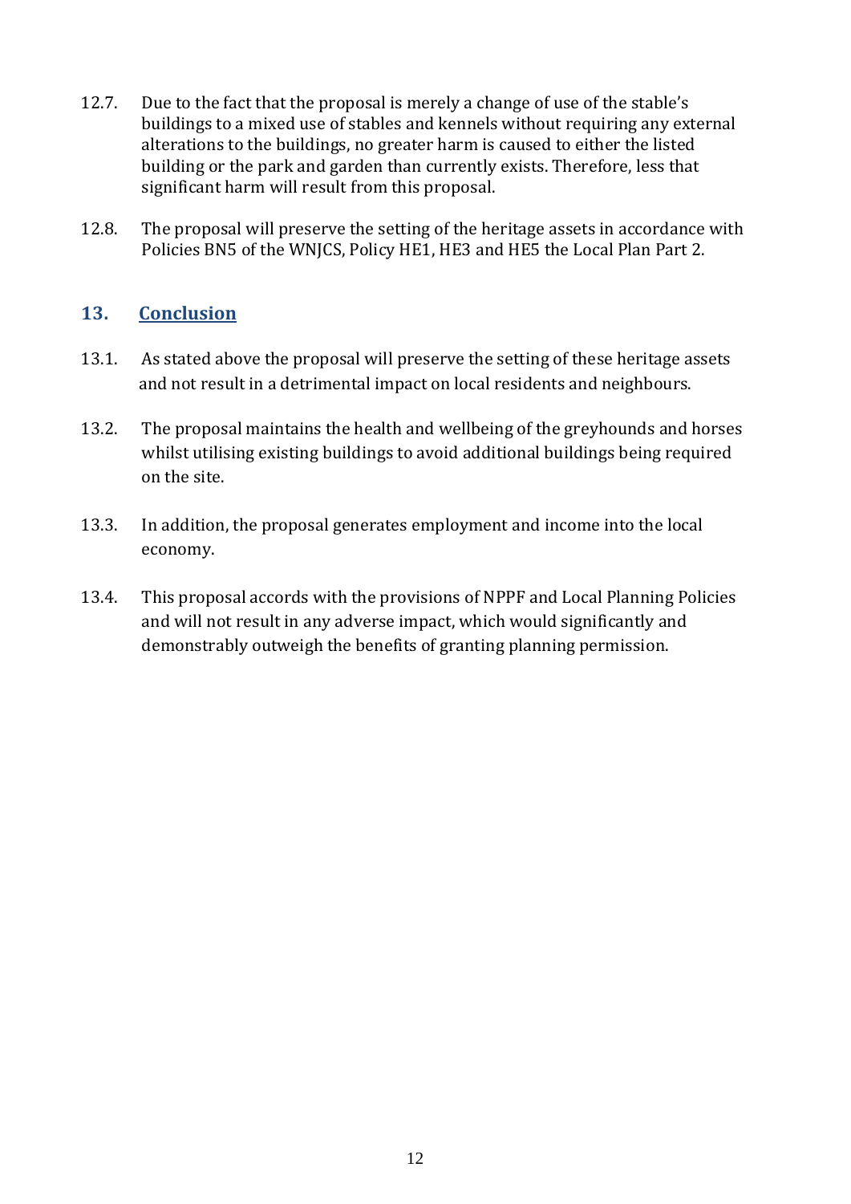12.7. Due to the fact that the proposal is merely a change of use of the stable's buildings to a mixed use of stables and kennels without requiring any external alterations to the buildings, no greater harm is caused to either the listed building or the park and garden than currently exists. Therefore, less that significant harm will result from this proposal.

12.8. The proposal will preserve the setting of the heritage assets in accordance with Policies BN5 of the WNJCS, Policy HE1, HE3 and HE5 the Local Plan Part 2.

## 13. Conclusion

13.1. As stated above the proposal will preserve the setting of these heritage assets and not result in a detrimental impact on local residents and neighbours.

13.2. The proposal maintains the health and wellbeing of the greyhounds and horses whilst utilising existing buildings to avoid additional buildings being required on the site.

13.3. In addition, the proposal generates employment and income into the local economy.

13.4. This proposal accords with the provisions of NPPF and Local Planning Policies and will not result in any adverse impact, which would significantly and demonstrably outweigh the benefits of granting planning permission.